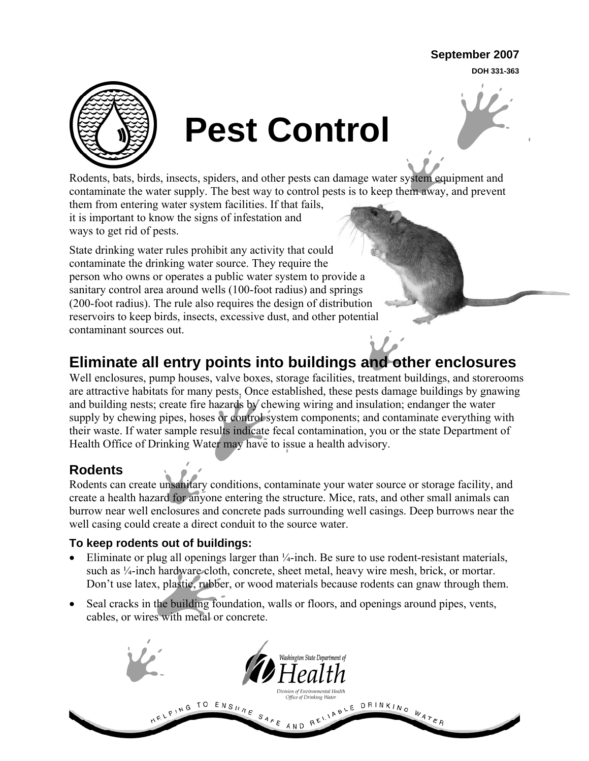September 2007

DOH 331-363

# Pest Control

Rodents, bats, birds, insects, spiders, and other pests can damage water system equipment and contaminate the water supply. The best way to control pests is to keep them away, and prevent them from entering water system facilities. If that fails, it is important to know the signs of infestation and ways to get rid of pests.

State drinking water rules prohibit any activity that could contaminate the drinking water source. They require the person who owns or operates a public water system to provide a sanitary control area around wells (100-foot radius) and springs (200-foot radius). The rule also requires the design of distribution reservoirs to keep birds, insects, excessive dust, and other potential contaminant sources out.

## Eliminate all entry points into buildings and other enclosures

Well enclosures, pump houses, valve boxes, storage facilities, treatment buildings, and storerooms are attractive habitats for many pests. Once established, these pests damage buildings by gnawing and building nests; create fire hazards by chewing wiring and insulation; endanger the water supply by chewing pipes, hoses or control system components; and contaminate everything with their waste. If water sample results indicate fecal contamination, you or the state Department of Health Office of Drinking Water may have to issue a health advisory.

### Rodents

Rodents can create unsanitary conditions, contaminate your water source or storage facility, and create a health hazard for anyone entering the structure. Mice, rats, and other small animals can burrow near well enclosures and concrete pads surrounding well casings. Deep burrows near the well casing could create a direct conduit to the source water.

#### To keep rodents out of buildings:

- Eliminate or plug all openings larger than ¼-inch. Be sure to use rodent-resistant materials, such as ¼-inch hardware cloth, concrete, sheet metal, heavy wire mesh, brick, or mortar. Don't use latex, plastic, rubber, or wood materials because rodents can gnaw through them.
- Seal cracks in the building foundation, walls or floors, and openings around pipes, vents, cables, or wires with metal or concrete.

Washington State Department of Health
Division of Environmental Health
Office of Drinking Water

HELPING TO ENSURE SAFE AND RELIABLE DRINKING WATER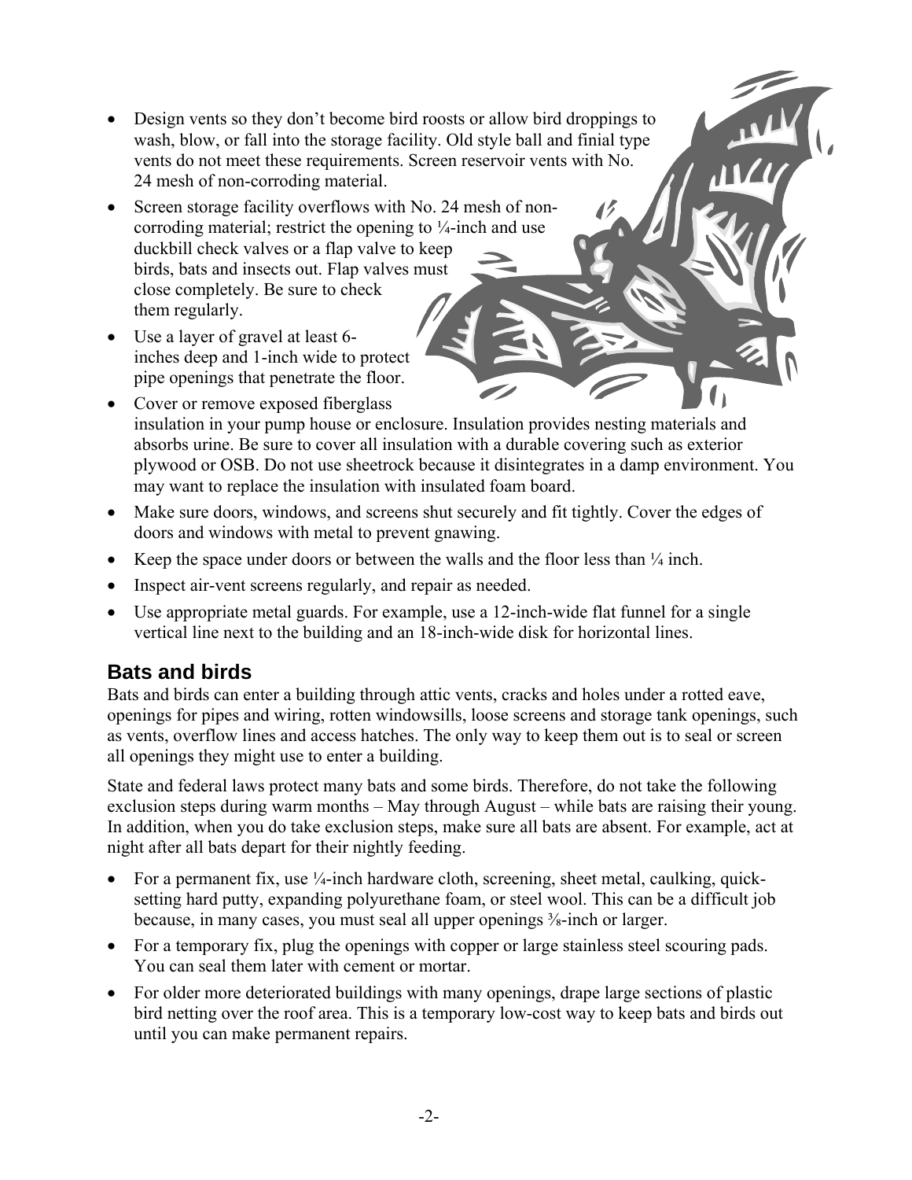- Design vents so they don't become bird roosts or allow bird droppings to wash, blow, or fall into the storage facility. Old style ball and finial type vents do not meet these requirements. Screen reservoir vents with No. 24 mesh of non-corroding material.
- Screen storage facility overflows with No. 24 mesh of non-corroding material; restrict the opening to ¼-inch and use duckbill check valves or a flap valve to keep birds, bats and insects out. Flap valves must close completely. Be sure to check them regularly.
- Use a layer of gravel at least 6-inches deep and 1-inch wide to protect pipe openings that penetrate the floor.
- Cover or remove exposed fiberglass insulation in your pump house or enclosure. Insulation provides nesting materials and absorbs urine. Be sure to cover all insulation with a durable covering such as exterior plywood or OSB. Do not use sheetrock because it disintegrates in a damp environment. You may want to replace the insulation with insulated foam board.
- Make sure doors, windows, and screens shut securely and fit tightly. Cover the edges of doors and windows with metal to prevent gnawing.
- Keep the space under doors or between the walls and the floor less than ¼ inch.
- Inspect air-vent screens regularly, and repair as needed.
- Use appropriate metal guards. For example, use a 12-inch-wide flat funnel for a single vertical line next to the building and an 18-inch-wide disk for horizontal lines.

## Bats and birds

Bats and birds can enter a building through attic vents, cracks and holes under a rotted eave, openings for pipes and wiring, rotten windowsills, loose screens and storage tank openings, such as vents, overflow lines and access hatches. The only way to keep them out is to seal or screen all openings they might use to enter a building.

State and federal laws protect many bats and some birds. Therefore, do not take the following exclusion steps during warm months – May through August – while bats are raising their young. In addition, when you do take exclusion steps, make sure all bats are absent. For example, act at night after all bats depart for their nightly feeding.

- For a permanent fix, use ¼-inch hardware cloth, screening, sheet metal, caulking, quick-setting hard putty, expanding polyurethane foam, or steel wool. This can be a difficult job because, in many cases, you must seal all upper openings ⅜-inch or larger.
- For a temporary fix, plug the openings with copper or large stainless steel scouring pads. You can seal them later with cement or mortar.
- For older more deteriorated buildings with many openings, drape large sections of plastic bird netting over the roof area. This is a temporary low-cost way to keep bats and birds out until you can make permanent repairs.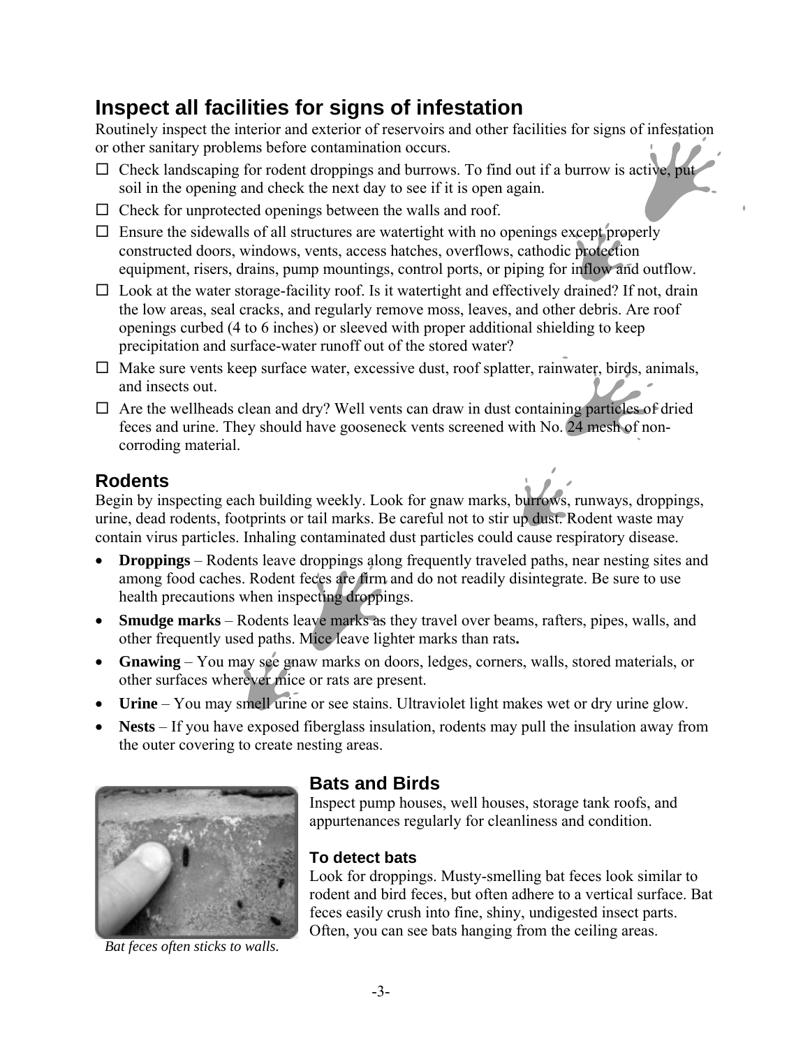## Inspect all facilities for signs of infestation

Routinely inspect the interior and exterior of reservoirs and other facilities for signs of infestation or other sanitary problems before contamination occurs.

- ☐ Check landscaping for rodent droppings and burrows. To find out if a burrow is active, put soil in the opening and check the next day to see if it is open again.
- ☐ Check for unprotected openings between the walls and roof.
- ☐ Ensure the sidewalls of all structures are watertight with no openings except properly constructed doors, windows, vents, access hatches, overflows, cathodic protection equipment, risers, drains, pump mountings, control ports, or piping for inflow and outflow.
- ☐ Look at the water storage-facility roof. Is it watertight and effectively drained? If not, drain the low areas, seal cracks, and regularly remove moss, leaves, and other debris. Are roof openings curbed (4 to 6 inches) or sleeved with proper additional shielding to keep precipitation and surface-water runoff out of the stored water?
- ☐ Make sure vents keep surface water, excessive dust, roof splatter, rainwater, birds, animals, and insects out.
- ☐ Are the wellheads clean and dry? Well vents can draw in dust containing particles of dried feces and urine. They should have gooseneck vents screened with No. 24 mesh of non-corroding material.

### Rodents

Begin by inspecting each building weekly. Look for gnaw marks, burrows, runways, droppings, urine, dead rodents, footprints or tail marks. Be careful not to stir up dust. Rodent waste may contain virus particles. Inhaling contaminated dust particles could cause respiratory disease.

- **Droppings** – Rodents leave droppings along frequently traveled paths, near nesting sites and among food caches. Rodent feces are firm and do not readily disintegrate. Be sure to use health precautions when inspecting droppings.
- **Smudge marks** – Rodents leave marks as they travel over beams, rafters, pipes, walls, and other frequently used paths. Mice leave lighter marks than rats**.**
- **Gnawing** – You may see gnaw marks on doors, ledges, corners, walls, stored materials, or other surfaces wherever mice or rats are present.
- **Urine** – You may smell urine or see stains. Ultraviolet light makes wet or dry urine glow.
- **Nests** – If you have exposed fiberglass insulation, rodents may pull the insulation away from the outer covering to create nesting areas.

*Bat feces often sticks to walls.*

### Bats and Birds

Inspect pump houses, well houses, storage tank roofs, and appurtenances regularly for cleanliness and condition.

#### To detect bats

Look for droppings. Musty-smelling bat feces look similar to rodent and bird feces, but often adhere to a vertical surface. Bat feces easily crush into fine, shiny, undigested insect parts. Often, you can see bats hanging from the ceiling areas.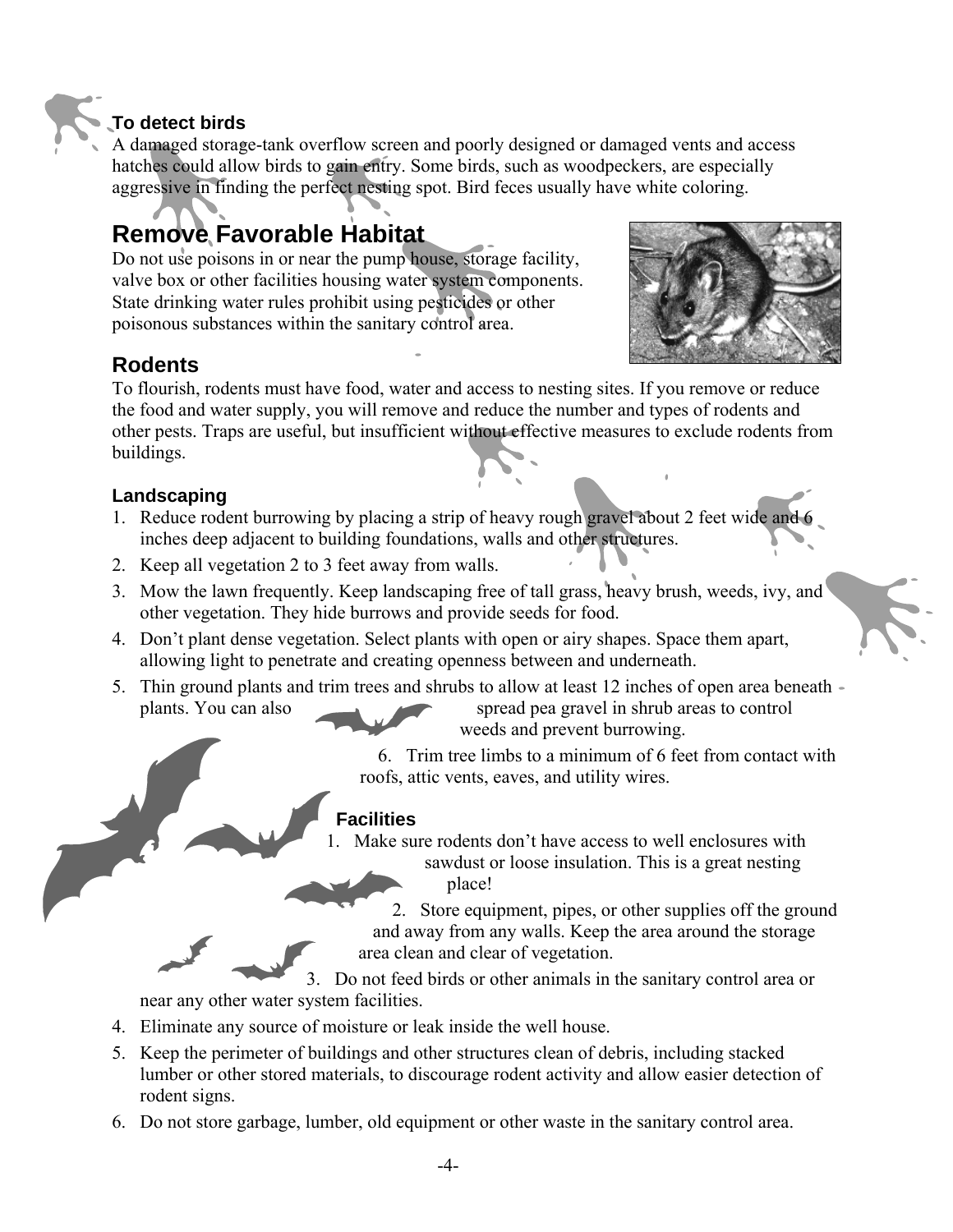### To detect birds

A damaged storage-tank overflow screen and poorly designed or damaged vents and access hatches could allow birds to gain entry. Some birds, such as woodpeckers, are especially aggressive in finding the perfect nesting spot. Bird feces usually have white coloring.

## Remove Favorable Habitat

Do not use poisons in or near the pump house, storage facility, valve box or other facilities housing water system components. State drinking water rules prohibit using pesticides or other poisonous substances within the sanitary control area.

## Rodents

To flourish, rodents must have food, water and access to nesting sites. If you remove or reduce the food and water supply, you will remove and reduce the number and types of rodents and other pests. Traps are useful, but insufficient without effective measures to exclude rodents from buildings.

### Landscaping

1. Reduce rodent burrowing by placing a strip of heavy rough gravel about 2 feet wide and 6 inches deep adjacent to building foundations, walls and other structures.
2. Keep all vegetation 2 to 3 feet away from walls.
3. Mow the lawn frequently. Keep landscaping free of tall grass, heavy brush, weeds, ivy, and other vegetation. They hide burrows and provide seeds for food.
4. Don't plant dense vegetation. Select plants with open or airy shapes. Space them apart, allowing light to penetrate and creating openness between and underneath.
5. Thin ground plants and trim trees and shrubs to allow at least 12 inches of open area beneath plants. You can also spread pea gravel in shrub areas to control weeds and prevent burrowing.
6. Trim tree limbs to a minimum of 6 feet from contact with roofs, attic vents, eaves, and utility wires.

### Facilities

1. Make sure rodents don't have access to well enclosures with sawdust or loose insulation. This is a great nesting place!
2. Store equipment, pipes, or other supplies off the ground and away from any walls. Keep the area around the storage area clean and clear of vegetation.
3. Do not feed birds or other animals in the sanitary control area or near any other water system facilities.
4. Eliminate any source of moisture or leak inside the well house.
5. Keep the perimeter of buildings and other structures clean of debris, including stacked lumber or other stored materials, to discourage rodent activity and allow easier detection of rodent signs.
6. Do not store garbage, lumber, old equipment or other waste in the sanitary control area.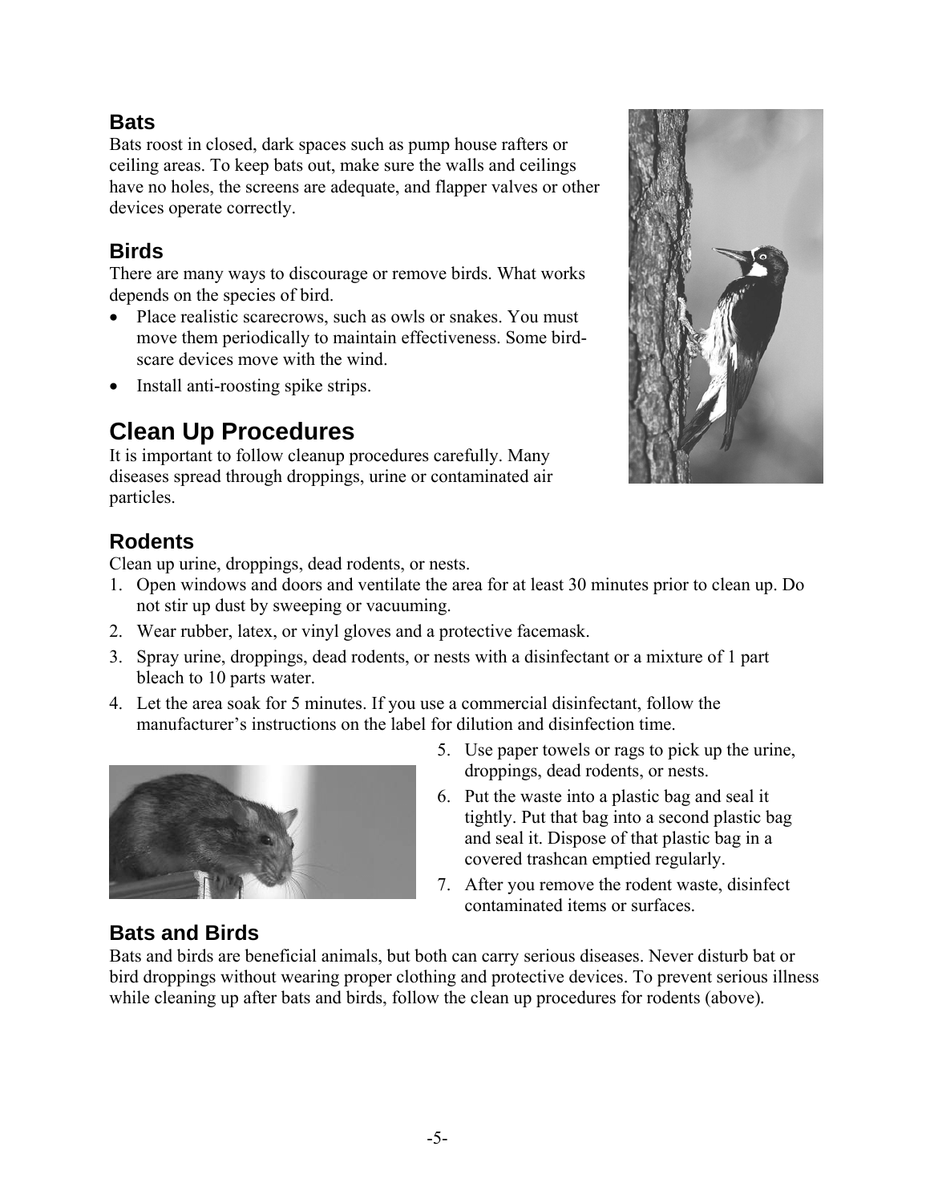### Bats

Bats roost in closed, dark spaces such as pump house rafters or ceiling areas. To keep bats out, make sure the walls and ceilings have no holes, the screens are adequate, and flapper valves or other devices operate correctly.

### Birds

There are many ways to discourage or remove birds. What works depends on the species of bird.

- Place realistic scarecrows, such as owls or snakes. You must move them periodically to maintain effectiveness. Some bird-scare devices move with the wind.
- Install anti-roosting spike strips.

## Clean Up Procedures

It is important to follow cleanup procedures carefully. Many diseases spread through droppings, urine or contaminated air particles.

### Rodents

Clean up urine, droppings, dead rodents, or nests.

1. Open windows and doors and ventilate the area for at least 30 minutes prior to clean up. Do not stir up dust by sweeping or vacuuming.
2. Wear rubber, latex, or vinyl gloves and a protective facemask.
3. Spray urine, droppings, dead rodents, or nests with a disinfectant or a mixture of 1 part bleach to 10 parts water.
4. Let the area soak for 5 minutes. If you use a commercial disinfectant, follow the manufacturer's instructions on the label for dilution and disinfection time.
5. Use paper towels or rags to pick up the urine, droppings, dead rodents, or nests.
6. Put the waste into a plastic bag and seal it tightly. Put that bag into a second plastic bag and seal it. Dispose of that plastic bag in a covered trashcan emptied regularly.
7. After you remove the rodent waste, disinfect contaminated items or surfaces.

### Bats and Birds

Bats and birds are beneficial animals, but both can carry serious diseases. Never disturb bat or bird droppings without wearing proper clothing and protective devices. To prevent serious illness while cleaning up after bats and birds, follow the clean up procedures for rodents (above).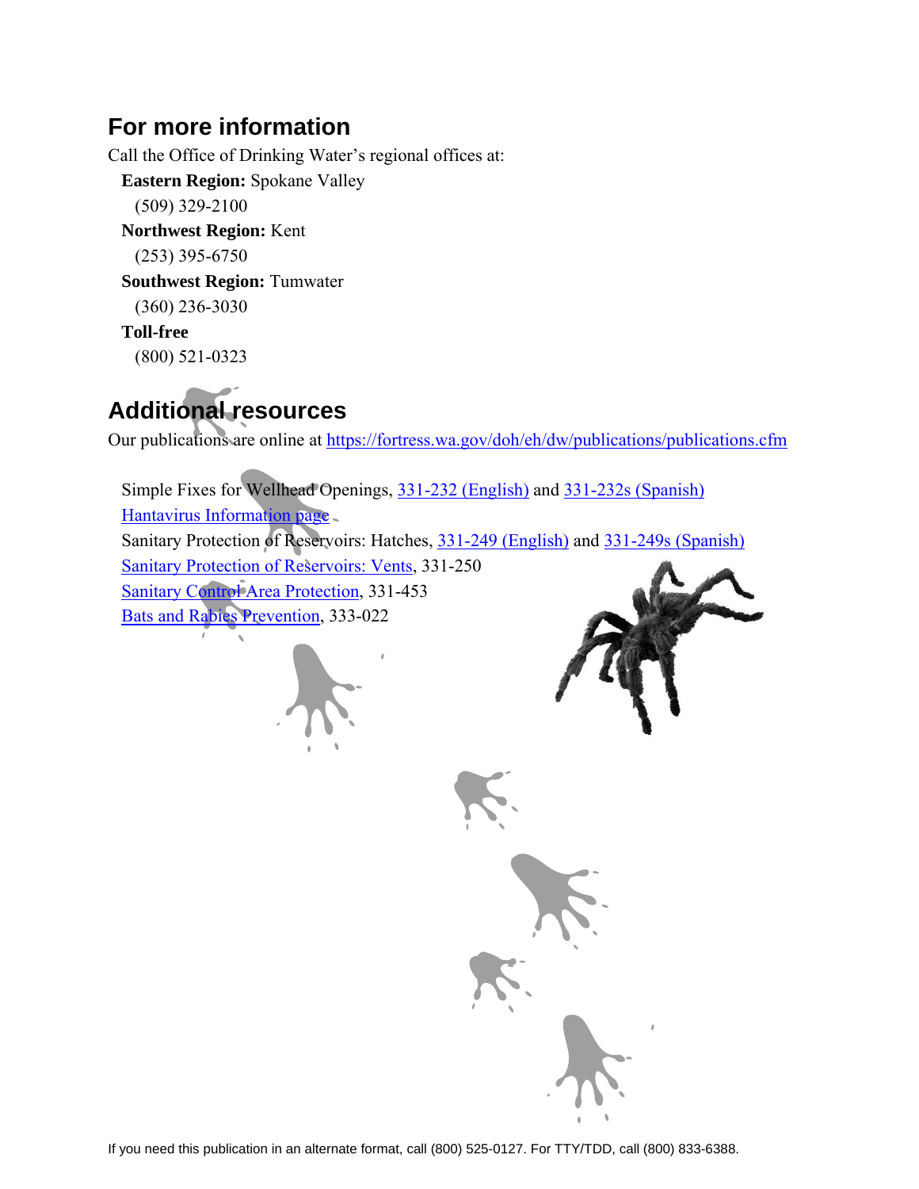## For more information

Call the Office of Drinking Water's regional offices at:

**Eastern Region:** Spokane Valley
(509) 329-2100

**Northwest Region:** Kent
(253) 395-6750

**Southwest Region:** Tumwater
(360) 236-3030

**Toll-free**
(800) 521-0323

## Additional resources

Our publications are online at https://fortress.wa.gov/doh/eh/dw/publications/publications.cfm

Simple Fixes for Wellhead Openings, 331-232 (English) and 331-232s (Spanish)
Hantavirus Information page
Sanitary Protection of Reservoirs: Hatches, 331-249 (English) and 331-249s (Spanish)
Sanitary Protection of Reservoirs: Vents, 331-250
Sanitary Control Area Protection, 331-453
Bats and Rabies Prevention, 333-022

If you need this publication in an alternate format, call (800) 525-0127. For TTY/TDD, call (800) 833-6388.